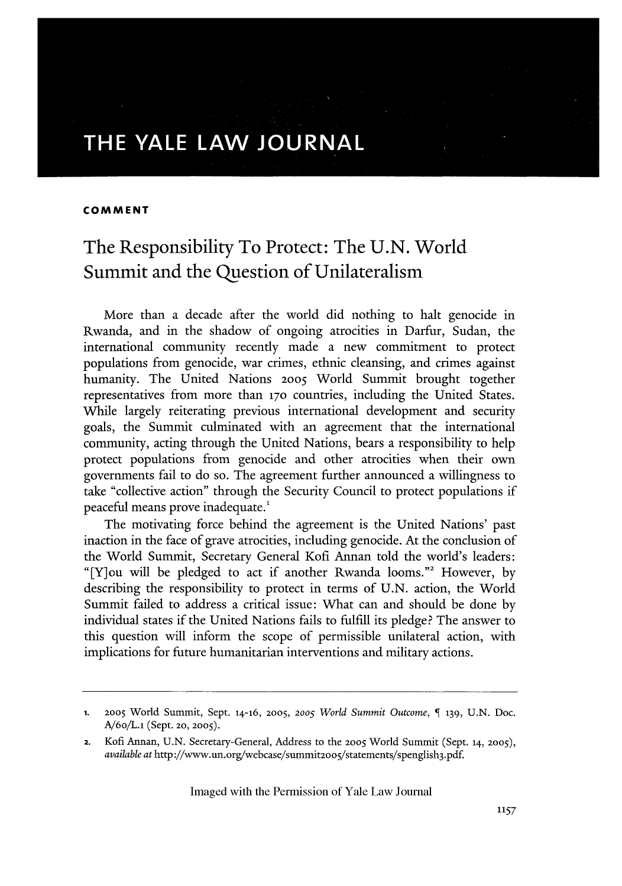THE YALE LAW JOURNAL

**COMMENT**

# The Responsibility To Protect: The U.N. World Summit and the Question of Unilateralism

More than a decade after the world did nothing to halt genocide in Rwanda, and in the shadow of ongoing atrocities in Darfur, Sudan, the international community recently made a new commitment to protect populations from genocide, war crimes, ethnic cleansing, and crimes against humanity. The United Nations 2005 World Summit brought together representatives from more than 170 countries, including the United States. While largely reiterating previous international development and security goals, the Summit culminated with an agreement that the international community, acting through the United Nations, bears a responsibility to help protect populations from genocide and other atrocities when their own governments fail to do so. The agreement further announced a willingness to take "collective action" through the Security Council to protect populations if peaceful means prove inadequate.[1]

The motivating force behind the agreement is the United Nations' past inaction in the face of grave atrocities, including genocide. At the conclusion of the World Summit, Secretary General Kofi Annan told the world's leaders: "[Y]ou will be pledged to act if another Rwanda looms."[2] However, by describing the responsibility to protect in terms of U.N. action, the World Summit failed to address a critical issue: What can and should be done by individual states if the United Nations fails to fulfill its pledge? The answer to this question will inform the scope of permissible unilateral action, with implications for future humanitarian interventions and military actions.

---

1. 2005 World Summit, Sept. 14-16, 2005, *2005 World Summit Outcome*, ¶ 139, U.N. Doc. A/60/L.1 (Sept. 20, 2005).
2. Kofi Annan, U.N. Secretary-General, Address to the 2005 World Summit (Sept. 14, 2005), *available at* http://www.un.org/webcase/summit2005/statements/spenglish3.pdf.

Imaged with the Permission of Yale Law Journal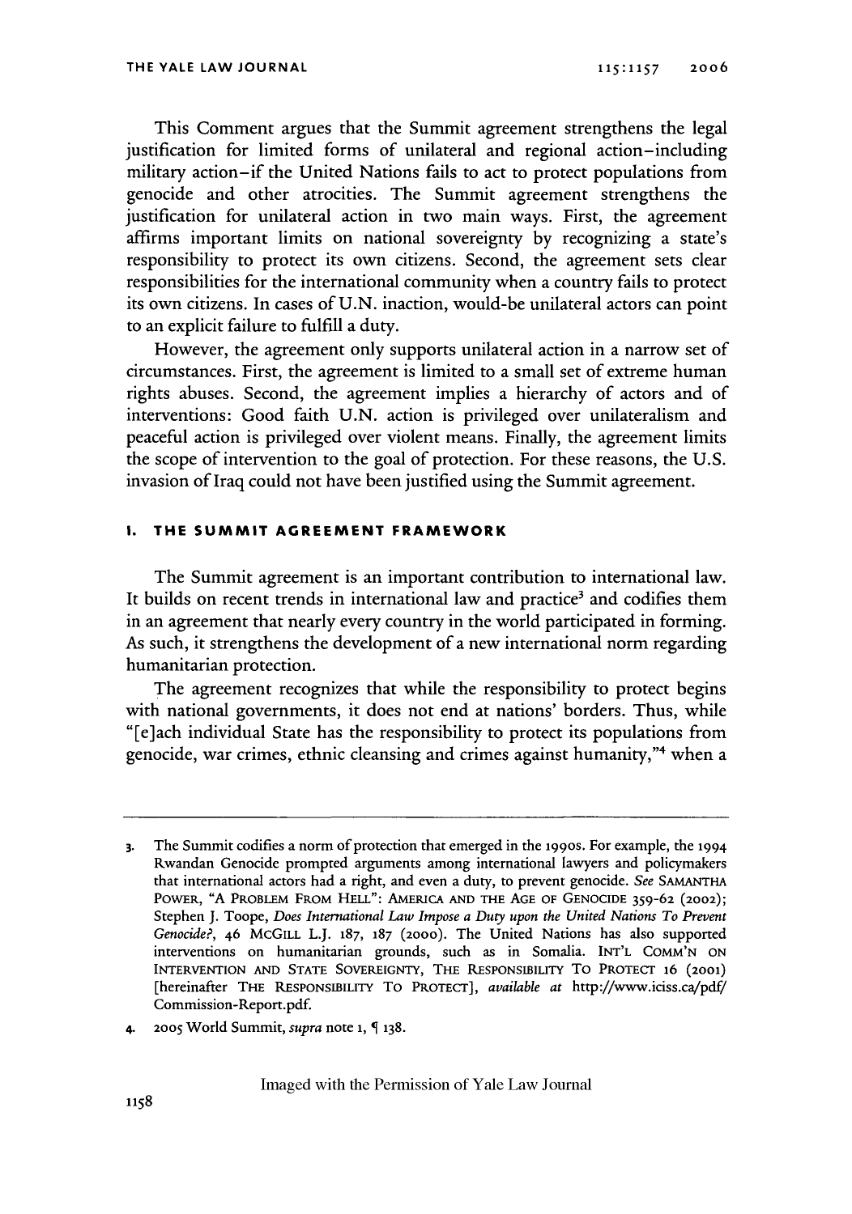This Comment argues that the Summit agreement strengthens the legal justification for limited forms of unilateral and regional action–including military action–if the United Nations fails to act to protect populations from genocide and other atrocities. The Summit agreement strengthens the justification for unilateral action in two main ways. First, the agreement affirms important limits on national sovereignty by recognizing a state's responsibility to protect its own citizens. Second, the agreement sets clear responsibilities for the international community when a country fails to protect its own citizens. In cases of U.N. inaction, would-be unilateral actors can point to an explicit failure to fulfill a duty.

However, the agreement only supports unilateral action in a narrow set of circumstances. First, the agreement is limited to a small set of extreme human rights abuses. Second, the agreement implies a hierarchy of actors and of interventions: Good faith U.N. action is privileged over unilateralism and peaceful action is privileged over violent means. Finally, the agreement limits the scope of intervention to the goal of protection. For these reasons, the U.S. invasion of Iraq could not have been justified using the Summit agreement.

## I. THE SUMMIT AGREEMENT FRAMEWORK

The Summit agreement is an important contribution to international law. It builds on recent trends in international law and practice[3] and codifies them in an agreement that nearly every country in the world participated in forming. As such, it strengthens the development of a new international norm regarding humanitarian protection.

The agreement recognizes that while the responsibility to protect begins with national governments, it does not end at nations' borders. Thus, while "[e]ach individual State has the responsibility to protect its populations from genocide, war crimes, ethnic cleansing and crimes against humanity,"[4] when a

---

3. The Summit codifies a norm of protection that emerged in the 1990s. For example, the 1994 Rwandan Genocide prompted arguments among international lawyers and policymakers that international actors had a right, and even a duty, to prevent genocide. *See* SAMANTHA POWER, "A PROBLEM FROM HELL": AMERICA AND THE AGE OF GENOCIDE 359-62 (2002); Stephen J. Toope, *Does International Law Impose a Duty upon the United Nations To Prevent Genocide?*, 46 MCGILL L.J. 187, 187 (2000). The United Nations has also supported interventions on humanitarian grounds, such as in Somalia. INT'L COMM'N ON INTERVENTION AND STATE SOVEREIGNTY, THE RESPONSIBILITY TO PROTECT 16 (2001) [hereinafter THE RESPONSIBILITY TO PROTECT], *available at* http://www.iciss.ca/pdf/Commission-Report.pdf.

4. 2005 World Summit, *supra* note 1, ¶ 138.

Imaged with the Permission of Yale Law Journal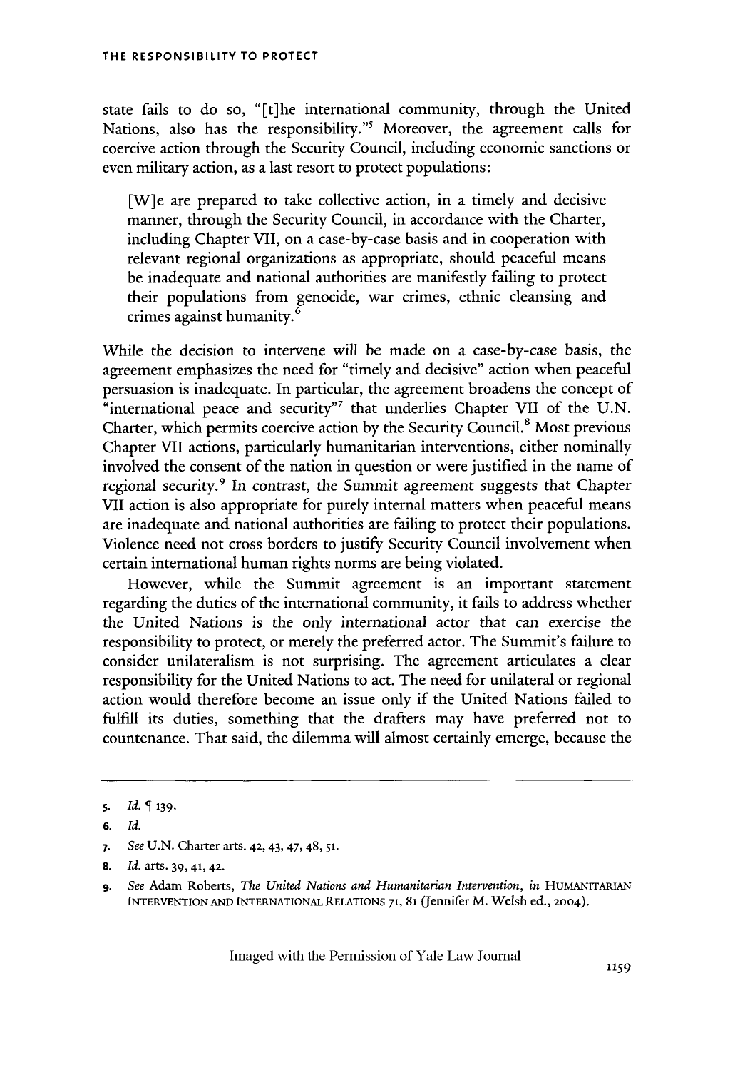state fails to do so, "[t]he international community, through the United Nations, also has the responsibility."[5] Moreover, the agreement calls for coercive action through the Security Council, including economic sanctions or even military action, as a last resort to protect populations:

> [W]e are prepared to take collective action, in a timely and decisive manner, through the Security Council, in accordance with the Charter, including Chapter VII, on a case-by-case basis and in cooperation with relevant regional organizations as appropriate, should peaceful means be inadequate and national authorities are manifestly failing to protect their populations from genocide, war crimes, ethnic cleansing and crimes against humanity.[6]

While the decision to intervene will be made on a case-by-case basis, the agreement emphasizes the need for "timely and decisive" action when peaceful persuasion is inadequate. In particular, the agreement broadens the concept of "international peace and security"[7] that underlies Chapter VII of the U.N. Charter, which permits coercive action by the Security Council.[8] Most previous Chapter VII actions, particularly humanitarian interventions, either nominally involved the consent of the nation in question or were justified in the name of regional security.[9] In contrast, the Summit agreement suggests that Chapter VII action is also appropriate for purely internal matters when peaceful means are inadequate and national authorities are failing to protect their populations. Violence need not cross borders to justify Security Council involvement when certain international human rights norms are being violated.

However, while the Summit agreement is an important statement regarding the duties of the international community, it fails to address whether the United Nations is the only international actor that can exercise the responsibility to protect, or merely the preferred actor. The Summit's failure to consider unilateralism is not surprising. The agreement articulates a clear responsibility for the United Nations to act. The need for unilateral or regional action would therefore become an issue only if the United Nations failed to fulfill its duties, something that the drafters may have preferred not to countenance. That said, the dilemma will almost certainly emerge, because the

---

5. *Id.* ¶ 139.

6. *Id.*

7. *See* U.N. Charter arts. 42, 43, 47, 48, 51.

8. *Id.* arts. 39, 41, 42.

9. *See* Adam Roberts, *The United Nations and Humanitarian Intervention*, *in* HUMANITARIAN INTERVENTION AND INTERNATIONAL RELATIONS 71, 81 (Jennifer M. Welsh ed., 2004).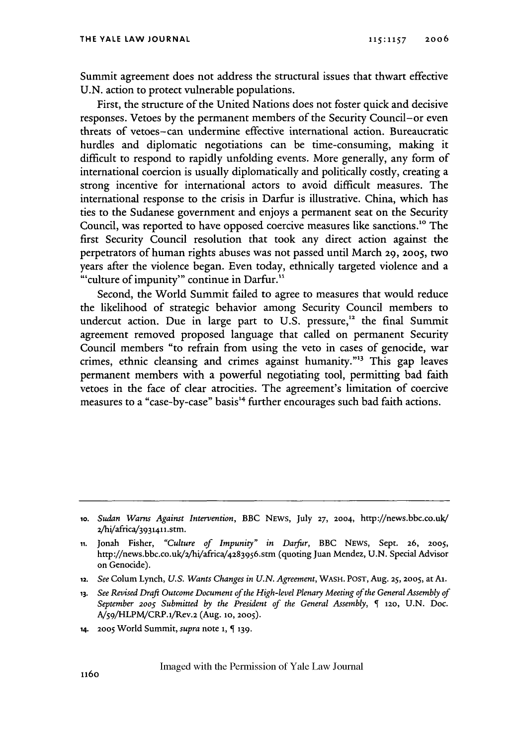Summit agreement does not address the structural issues that thwart effective U.N. action to protect vulnerable populations.

First, the structure of the United Nations does not foster quick and decisive responses. Vetoes by the permanent members of the Security Council–or even threats of vetoes–can undermine effective international action. Bureaucratic hurdles and diplomatic negotiations can be time-consuming, making it difficult to respond to rapidly unfolding events. More generally, any form of international coercion is usually diplomatically and politically costly, creating a strong incentive for international actors to avoid difficult measures. The international response to the crisis in Darfur is illustrative. China, which has ties to the Sudanese government and enjoys a permanent seat on the Security Council, was reported to have opposed coercive measures like sanctions.[10] The first Security Council resolution that took any direct action against the perpetrators of human rights abuses was not passed until March 29, 2005, two years after the violence began. Even today, ethnically targeted violence and a "'culture of impunity'" continue in Darfur.[11]

Second, the World Summit failed to agree to measures that would reduce the likelihood of strategic behavior among Security Council members to undercut action. Due in large part to U.S. pressure,[12] the final Summit agreement removed proposed language that called on permanent Security Council members "to refrain from using the veto in cases of genocide, war crimes, ethnic cleansing and crimes against humanity."[13] This gap leaves permanent members with a powerful negotiating tool, permitting bad faith vetoes in the face of clear atrocities. The agreement's limitation of coercive measures to a "case-by-case" basis[14] further encourages such bad faith actions.

---

10. *Sudan Warns Against Intervention*, BBC NEWS, July 27, 2004, http://news.bbc.co.uk/2/hi/africa/3931411.stm.

11. Jonah Fisher, *"Culture of Impunity" in Darfur*, BBC NEWS, Sept. 26, 2005, http://news.bbc.co.uk/2/hi/africa/4283956.stm (quoting Juan Mendez, U.N. Special Advisor on Genocide).

12. *See* Colum Lynch, *U.S. Wants Changes in U.N. Agreement*, WASH. POST, Aug. 25, 2005, at A1.

13. *See Revised Draft Outcome Document of the High-level Plenary Meeting of the General Assembly of September 2005 Submitted by the President of the General Assembly*, ¶ 120, U.N. Doc. A/59/HLPM/CRP.1/Rev.2 (Aug. 10, 2005).

14. 2005 World Summit, *supra* note 1, ¶ 139.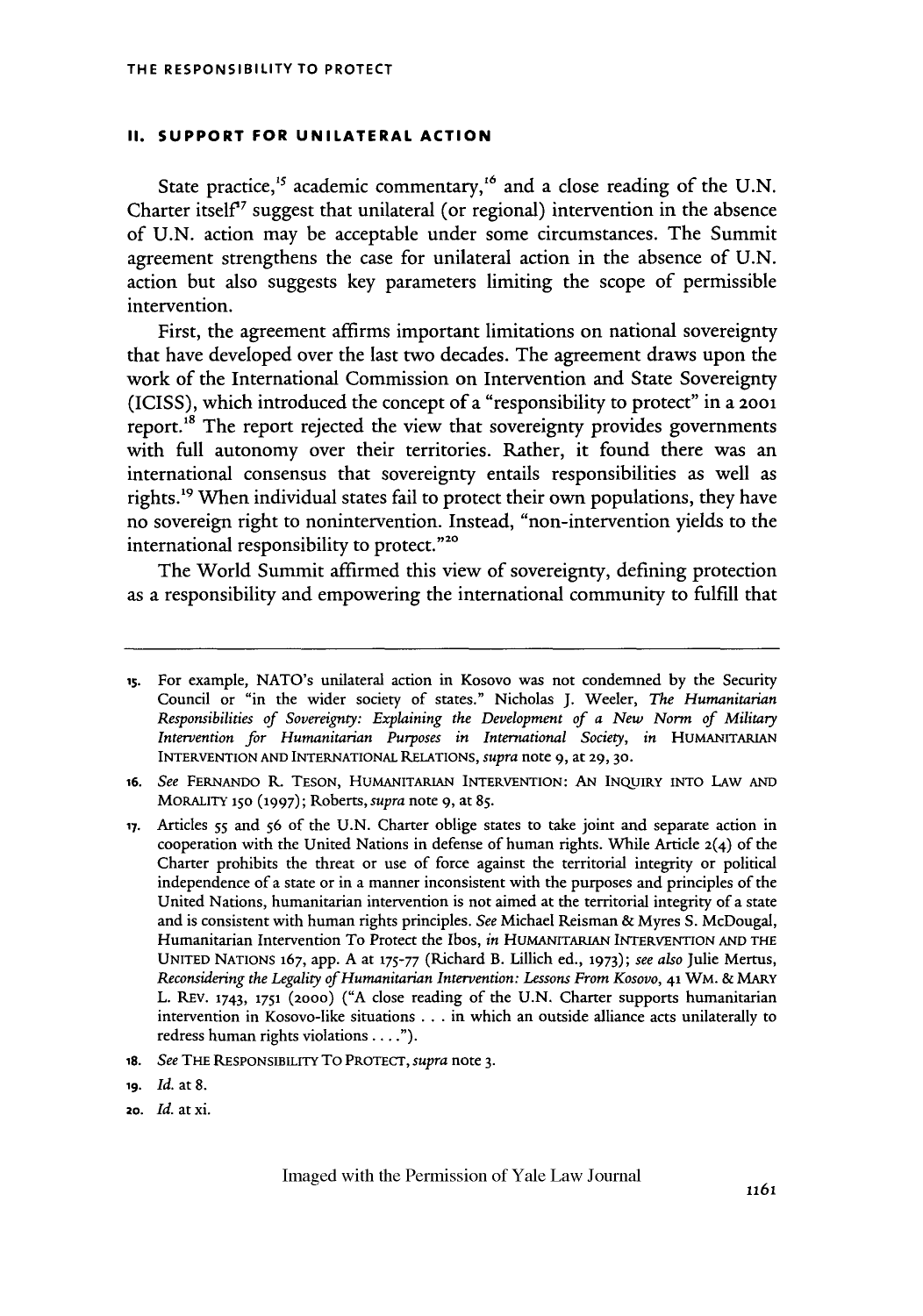## II. SUPPORT FOR UNILATERAL ACTION

State practice,[15] academic commentary,[16] and a close reading of the U.N. Charter itself[17] suggest that unilateral (or regional) intervention in the absence of U.N. action may be acceptable under some circumstances. The Summit agreement strengthens the case for unilateral action in the absence of U.N. action but also suggests key parameters limiting the scope of permissible intervention.

First, the agreement affirms important limitations on national sovereignty that have developed over the last two decades. The agreement draws upon the work of the International Commission on Intervention and State Sovereignty (ICISS), which introduced the concept of a "responsibility to protect" in a 2001 report.[18] The report rejected the view that sovereignty provides governments with full autonomy over their territories. Rather, it found there was an international consensus that sovereignty entails responsibilities as well as rights.[19] When individual states fail to protect their own populations, they have no sovereign right to nonintervention. Instead, "non-intervention yields to the international responsibility to protect."[20]

The World Summit affirmed this view of sovereignty, defining protection as a responsibility and empowering the international community to fulfill that

---

15. For example, NATO's unilateral action in Kosovo was not condemned by the Security Council or "in the wider society of states." Nicholas J. Weeler, *The Humanitarian Responsibilities of Sovereignty: Explaining the Development of a New Norm of Military Intervention for Humanitarian Purposes in International Society*, *in* HUMANITARIAN INTERVENTION AND INTERNATIONAL RELATIONS, *supra* note 9, at 29, 30.

16. *See* FERNANDO R. TESON, HUMANITARIAN INTERVENTION: AN INQUIRY INTO LAW AND MORALITY 150 (1997); Roberts, *supra* note 9, at 85.

17. Articles 55 and 56 of the U.N. Charter oblige states to take joint and separate action in cooperation with the United Nations in defense of human rights. While Article 2(4) of the Charter prohibits the threat or use of force against the territorial integrity or political independence of a state or in a manner inconsistent with the purposes and principles of the United Nations, humanitarian intervention is not aimed at the territorial integrity of a state and is consistent with human rights principles. *See* Michael Reisman & Myres S. McDougal, Humanitarian Intervention To Protect the Ibos, *in* HUMANITARIAN INTERVENTION AND THE UNITED NATIONS 167, app. A at 175-77 (Richard B. Lillich ed., 1973); *see also* Julie Mertus, *Reconsidering the Legality of Humanitarian Intervention: Lessons From Kosovo*, 41 WM. & MARY L. REV. 1743, 1751 (2000) ("A close reading of the U.N. Charter supports humanitarian intervention in Kosovo-like situations . . . in which an outside alliance acts unilaterally to redress human rights violations . . . .").

18. *See* THE RESPONSIBILITY TO PROTECT, *supra* note 3.

19. *Id.* at 8.

20. *Id.* at xi.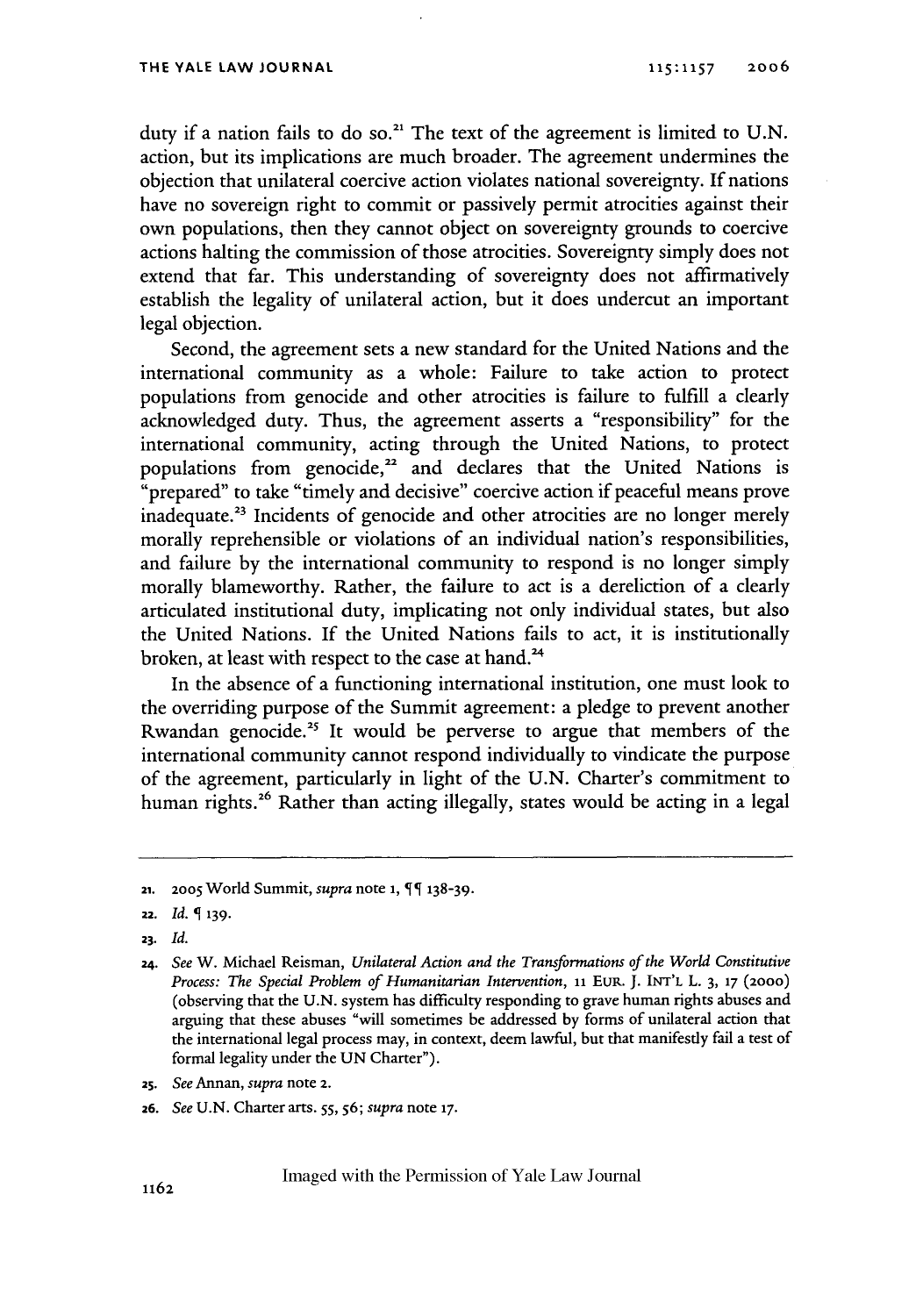duty if a nation fails to do so.[21] The text of the agreement is limited to U.N. action, but its implications are much broader. The agreement undermines the objection that unilateral coercive action violates national sovereignty. If nations have no sovereign right to commit or passively permit atrocities against their own populations, then they cannot object on sovereignty grounds to coercive actions halting the commission of those atrocities. Sovereignty simply does not extend that far. This understanding of sovereignty does not affirmatively establish the legality of unilateral action, but it does undercut an important legal objection.

Second, the agreement sets a new standard for the United Nations and the international community as a whole: Failure to take action to protect populations from genocide and other atrocities is failure to fulfill a clearly acknowledged duty. Thus, the agreement asserts a "responsibility" for the international community, acting through the United Nations, to protect populations from genocide,[22] and declares that the United Nations is "prepared" to take "timely and decisive" coercive action if peaceful means prove inadequate.[23] Incidents of genocide and other atrocities are no longer merely morally reprehensible or violations of an individual nation's responsibilities, and failure by the international community to respond is no longer simply morally blameworthy. Rather, the failure to act is a dereliction of a clearly articulated institutional duty, implicating not only individual states, but also the United Nations. If the United Nations fails to act, it is institutionally broken, at least with respect to the case at hand.[24]

In the absence of a functioning international institution, one must look to the overriding purpose of the Summit agreement: a pledge to prevent another Rwandan genocide.[25] It would be perverse to argue that members of the international community cannot respond individually to vindicate the purpose of the agreement, particularly in light of the U.N. Charter's commitment to human rights.[26] Rather than acting illegally, states would be acting in a legal

---

21. 2005 World Summit, *supra* note 1, ¶¶ 138-39.

22. *Id.* ¶ 139.

23. *Id.*

24. *See* W. Michael Reisman, *Unilateral Action and the Transformations of the World Constitutive Process: The Special Problem of Humanitarian Intervention*, 11 EUR. J. INT'L L. 3, 17 (2000) (observing that the U.N. system has difficulty responding to grave human rights abuses and arguing that these abuses "will sometimes be addressed by forms of unilateral action that the international legal process may, in context, deem lawful, but that manifestly fail a test of formal legality under the UN Charter").

25. *See* Annan, *supra* note 2.

26. *See* U.N. Charter arts. 55, 56; *supra* note 17.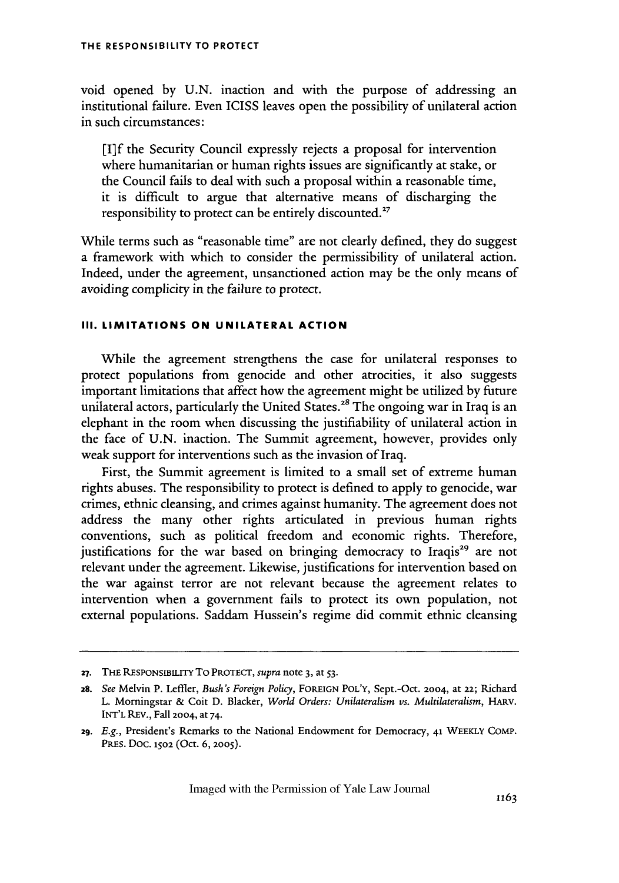void opened by U.N. inaction and with the purpose of addressing an institutional failure. Even ICISS leaves open the possibility of unilateral action in such circumstances:

> [I]f the Security Council expressly rejects a proposal for intervention where humanitarian or human rights issues are significantly at stake, or the Council fails to deal with such a proposal within a reasonable time, it is difficult to argue that alternative means of discharging the responsibility to protect can be entirely discounted.[27]

While terms such as "reasonable time" are not clearly defined, they do suggest a framework with which to consider the permissibility of unilateral action. Indeed, under the agreement, unsanctioned action may be the only means of avoiding complicity in the failure to protect.

## III. LIMITATIONS ON UNILATERAL ACTION

While the agreement strengthens the case for unilateral responses to protect populations from genocide and other atrocities, it also suggests important limitations that affect how the agreement might be utilized by future unilateral actors, particularly the United States.[28] The ongoing war in Iraq is an elephant in the room when discussing the justifiability of unilateral action in the face of U.N. inaction. The Summit agreement, however, provides only weak support for interventions such as the invasion of Iraq.

First, the Summit agreement is limited to a small set of extreme human rights abuses. The responsibility to protect is defined to apply to genocide, war crimes, ethnic cleansing, and crimes against humanity. The agreement does not address the many other rights articulated in previous human rights conventions, such as political freedom and economic rights. Therefore, justifications for the war based on bringing democracy to Iraqis[29] are not relevant under the agreement. Likewise, justifications for intervention based on the war against terror are not relevant because the agreement relates to intervention when a government fails to protect its own population, not external populations. Saddam Hussein's regime did commit ethnic cleansing

---

27. THE RESPONSIBILITY TO PROTECT, *supra* note 3, at 53.

28. *See* Melvin P. Leffler, *Bush's Foreign Policy*, FOREIGN POL'Y, Sept.-Oct. 2004, at 22; Richard L. Morningstar & Coit D. Blacker, *World Orders: Unilateralism vs. Multilateralism*, HARV. INT'L REV., Fall 2004, at 74.

29. *E.g.*, President's Remarks to the National Endowment for Democracy, 41 WEEKLY COMP. PRES. DOC. 1502 (Oct. 6, 2005).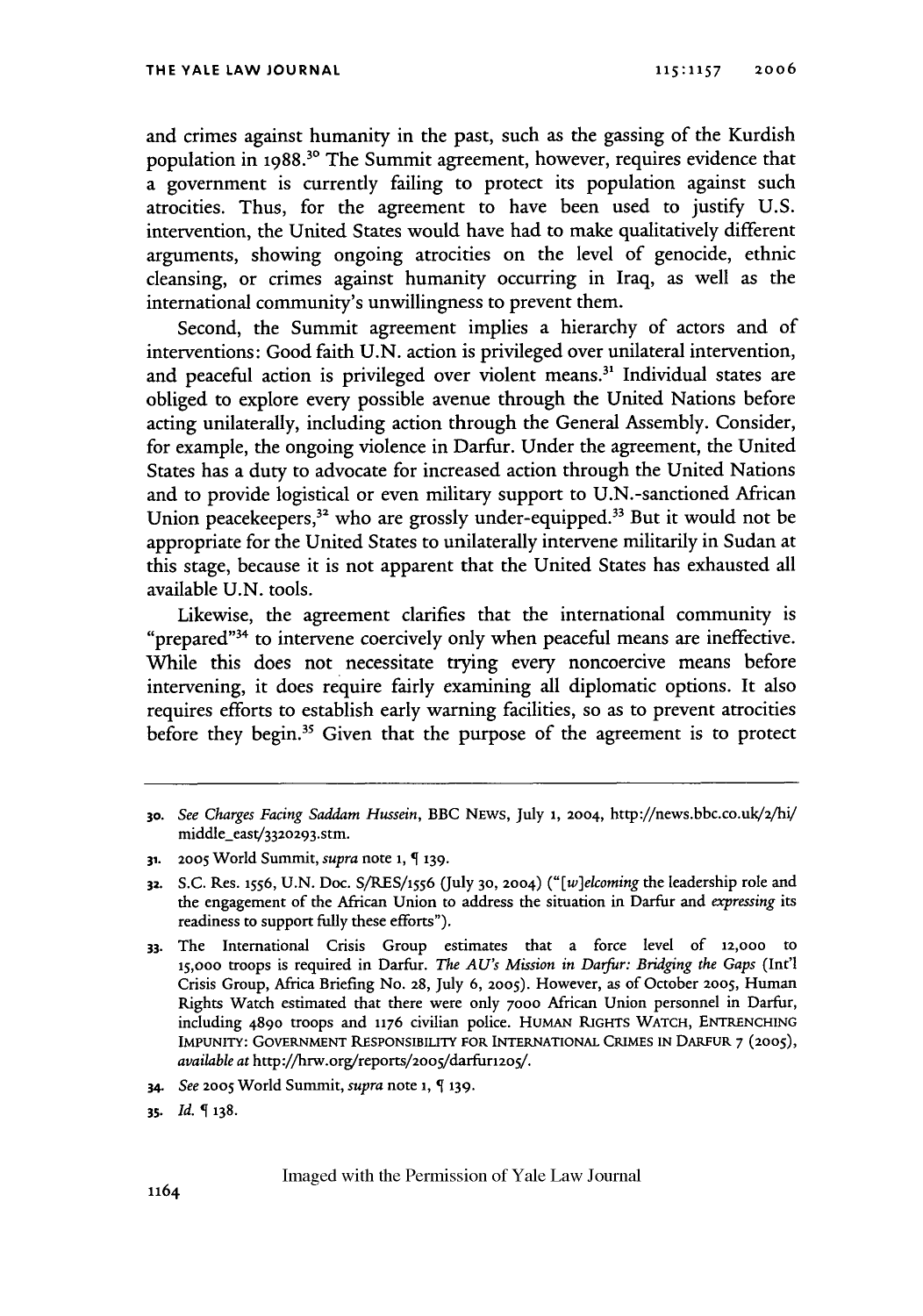and crimes against humanity in the past, such as the gassing of the Kurdish population in 1988.[30] The Summit agreement, however, requires evidence that a government is currently failing to protect its population against such atrocities. Thus, for the agreement to have been used to justify U.S. intervention, the United States would have had to make qualitatively different arguments, showing ongoing atrocities on the level of genocide, ethnic cleansing, or crimes against humanity occurring in Iraq, as well as the international community's unwillingness to prevent them.

Second, the Summit agreement implies a hierarchy of actors and of interventions: Good faith U.N. action is privileged over unilateral intervention, and peaceful action is privileged over violent means.[31] Individual states are obliged to explore every possible avenue through the United Nations before acting unilaterally, including action through the General Assembly. Consider, for example, the ongoing violence in Darfur. Under the agreement, the United States has a duty to advocate for increased action through the United Nations and to provide logistical or even military support to U.N.-sanctioned African Union peacekeepers,[32] who are grossly under-equipped.[33] But it would not be appropriate for the United States to unilaterally intervene militarily in Sudan at this stage, because it is not apparent that the United States has exhausted all available U.N. tools.

Likewise, the agreement clarifies that the international community is "prepared"[34] to intervene coercively only when peaceful means are ineffective. While this does not necessitate trying every noncoercive means before intervening, it does require fairly examining all diplomatic options. It also requires efforts to establish early warning facilities, so as to prevent atrocities before they begin.[35] Given that the purpose of the agreement is to protect

---

30. *See Charges Facing Saddam Hussein*, BBC NEWS, July 1, 2004, http://news.bbc.co.uk/2/hi/middle_east/3320293.stm.

31. 2005 World Summit, *supra* note 1, ¶ 139.

32. S.C. Res. 1556, U.N. Doc. S/RES/1556 (July 30, 2004) ("[*w*]*elcoming* the leadership role and the engagement of the African Union to address the situation in Darfur and *expressing* its readiness to support fully these efforts").

33. The International Crisis Group estimates that a force level of 12,000 to 15,000 troops is required in Darfur. *The AU's Mission in Darfur: Bridging the Gaps* (Int'l Crisis Group, Africa Briefing No. 28, July 6, 2005). However, as of October 2005, Human Rights Watch estimated that there were only 7000 African Union personnel in Darfur, including 4890 troops and 1176 civilian police. HUMAN RIGHTS WATCH, ENTRENCHING IMPUNITY: GOVERNMENT RESPONSIBILITY FOR INTERNATIONAL CRIMES IN DARFUR 7 (2005), *available at* http://hrw.org/reports/2005/darfur1205/.

34. *See* 2005 World Summit, *supra* note 1, ¶ 139.

35. *Id.* ¶ 138.

Imaged with the Permission of Yale Law Journal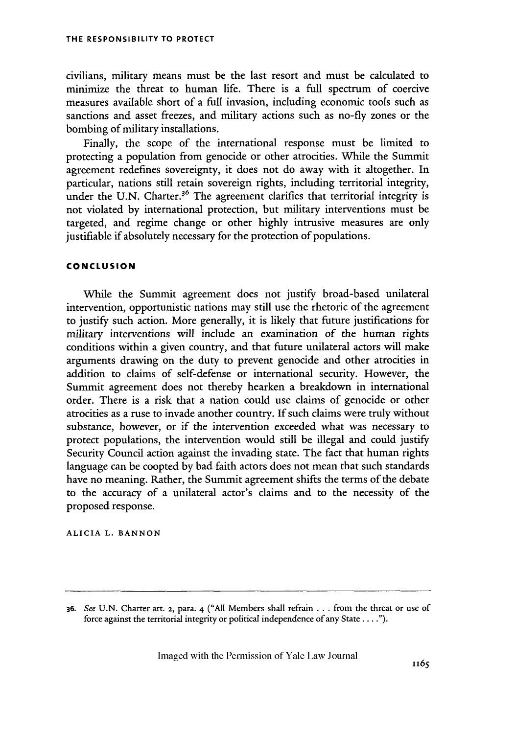civilians, military means must be the last resort and must be calculated to minimize the threat to human life. There is a full spectrum of coercive measures available short of a full invasion, including economic tools such as sanctions and asset freezes, and military actions such as no-fly zones or the bombing of military installations.

Finally, the scope of the international response must be limited to protecting a population from genocide or other atrocities. While the Summit agreement redefines sovereignty, it does not do away with it altogether. In particular, nations still retain sovereign rights, including territorial integrity, under the U.N. Charter.[36] The agreement clarifies that territorial integrity is not violated by international protection, but military interventions must be targeted, and regime change or other highly intrusive measures are only justifiable if absolutely necessary for the protection of populations.

## CONCLUSION

While the Summit agreement does not justify broad-based unilateral intervention, opportunistic nations may still use the rhetoric of the agreement to justify such action. More generally, it is likely that future justifications for military interventions will include an examination of the human rights conditions within a given country, and that future unilateral actors will make arguments drawing on the duty to prevent genocide and other atrocities in addition to claims of self-defense or international security. However, the Summit agreement does not thereby hearken a breakdown in international order. There is a risk that a nation could use claims of genocide or other atrocities as a ruse to invade another country. If such claims were truly without substance, however, or if the intervention exceeded what was necessary to protect populations, the intervention would still be illegal and could justify Security Council action against the invading state. The fact that human rights language can be coopted by bad faith actors does not mean that such standards have no meaning. Rather, the Summit agreement shifts the terms of the debate to the accuracy of a unilateral actor's claims and to the necessity of the proposed response.

ALICIA L. BANNON

---

36. *See* U.N. Charter art. 2, para. 4 ("All Members shall refrain . . . from the threat or use of force against the territorial integrity or political independence of any State . . . .").

Imaged with the Permission of Yale Law Journal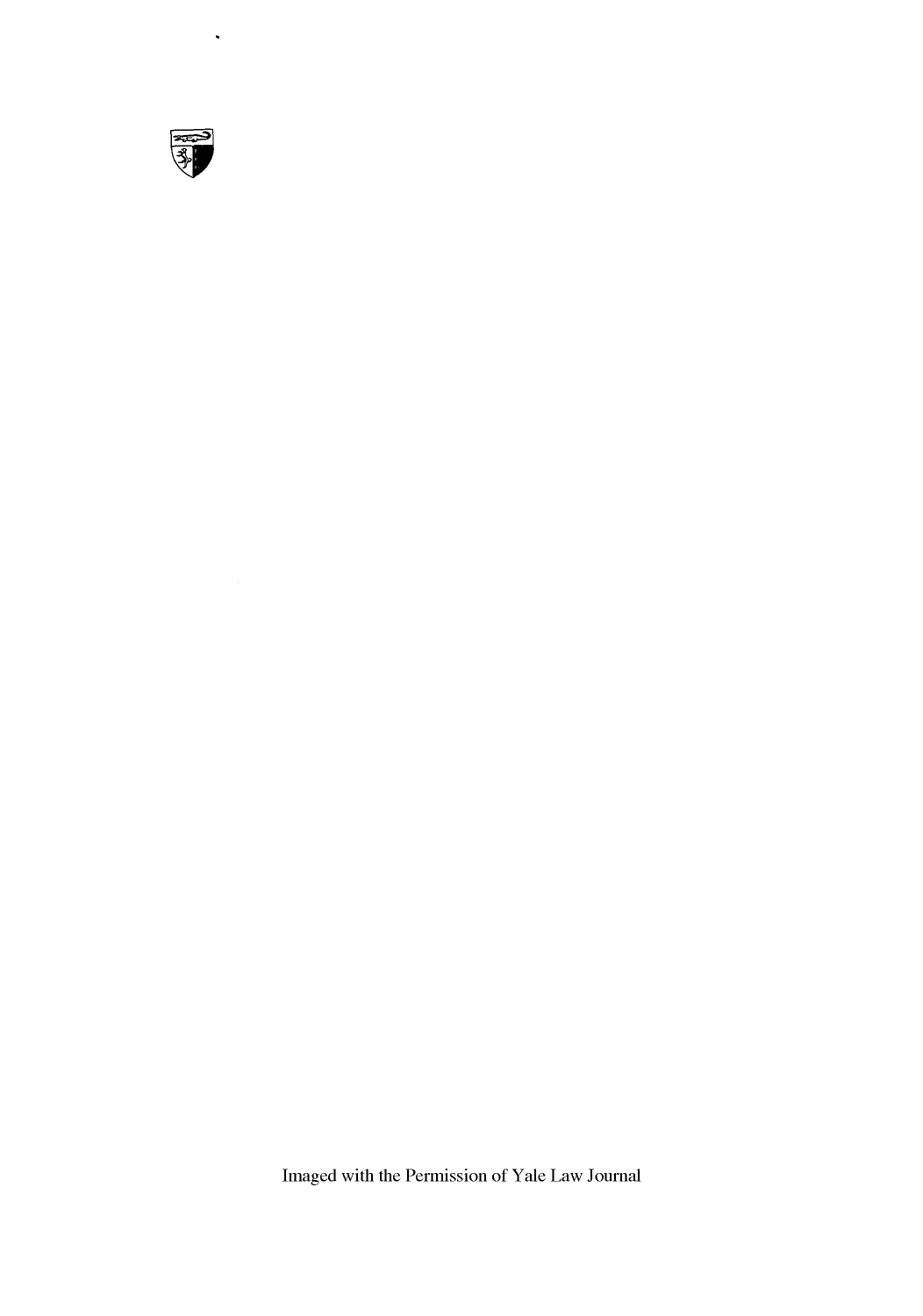Imaged with the Permission of Yale Law Journal